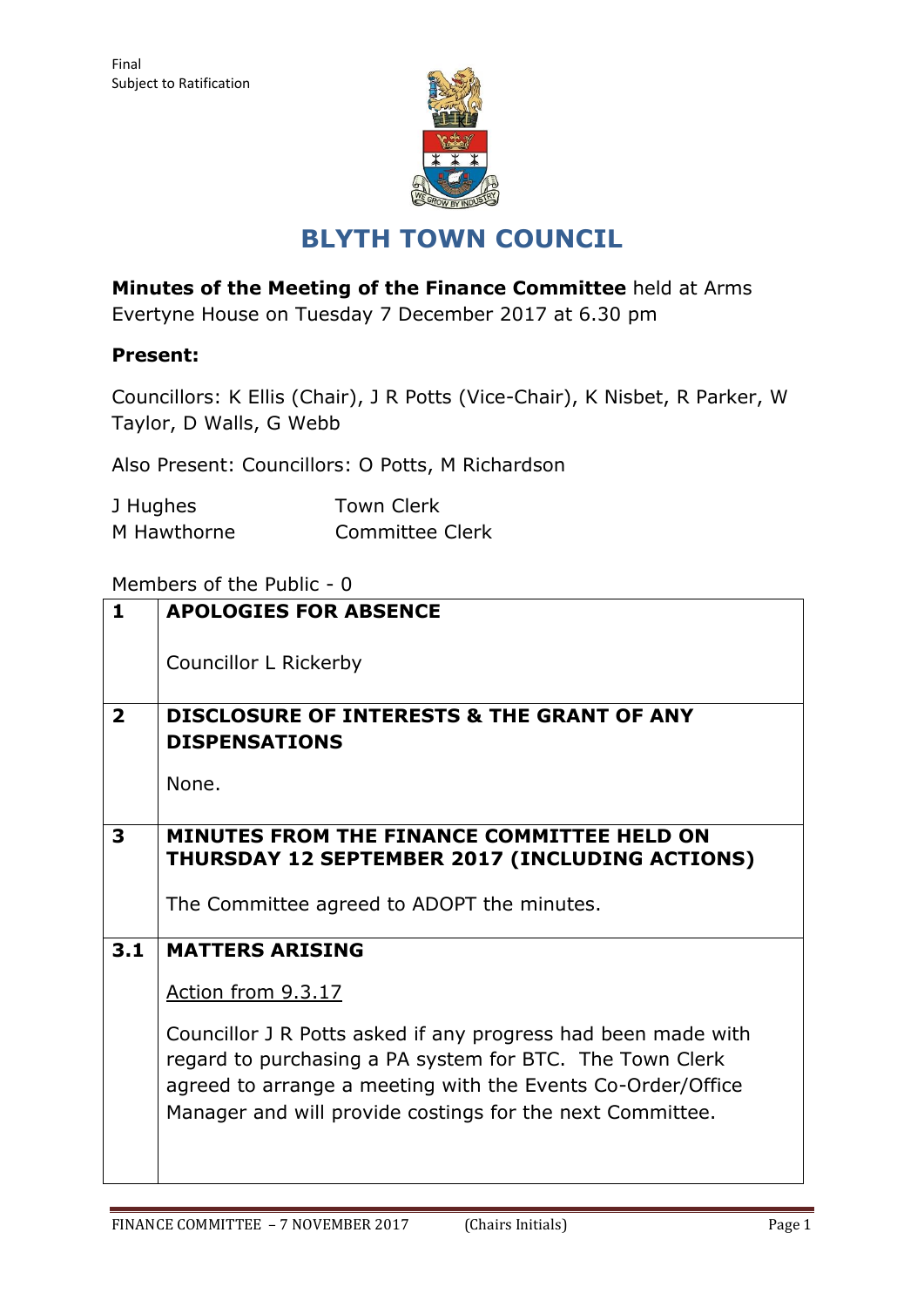Final
Subject to Ratification

# BLYTH TOWN COUNCIL

**Minutes of the Meeting of the Finance Committee** held at Arms Evertyne House on Tuesday 7 December 2017 at 6.30 pm

**Present:**

Councillors: K Ellis (Chair), J R Potts (Vice-Chair), K Nisbet, R Parker, W Taylor, D Walls, G Webb

Also Present: Councillors: O Potts, M Richardson

| | |
|---|---|
| J Hughes | Town Clerk |
| M Hawthorne | Committee Clerk |

Members of the Public - 0

| | |
|---|---|
| **1** | **APOLOGIES FOR ABSENCE**<br><br>Councillor L Rickerby |
| **2** | **DISCLOSURE OF INTERESTS & THE GRANT OF ANY DISPENSATIONS**<br><br>None. |
| **3** | **MINUTES FROM THE FINANCE COMMITTEE HELD ON THURSDAY 12 SEPTEMBER 2017 (INCLUDING ACTIONS)**<br><br>The Committee agreed to ADOPT the minutes. |
| **3.1** | **MATTERS ARISING**<br><br><u>Action from 9.3.17</u><br><br>Councillor J R Potts asked if any progress had been made with regard to purchasing a PA system for BTC. The Town Clerk agreed to arrange a meeting with the Events Co-Order/Office Manager and will provide costings for the next Committee. |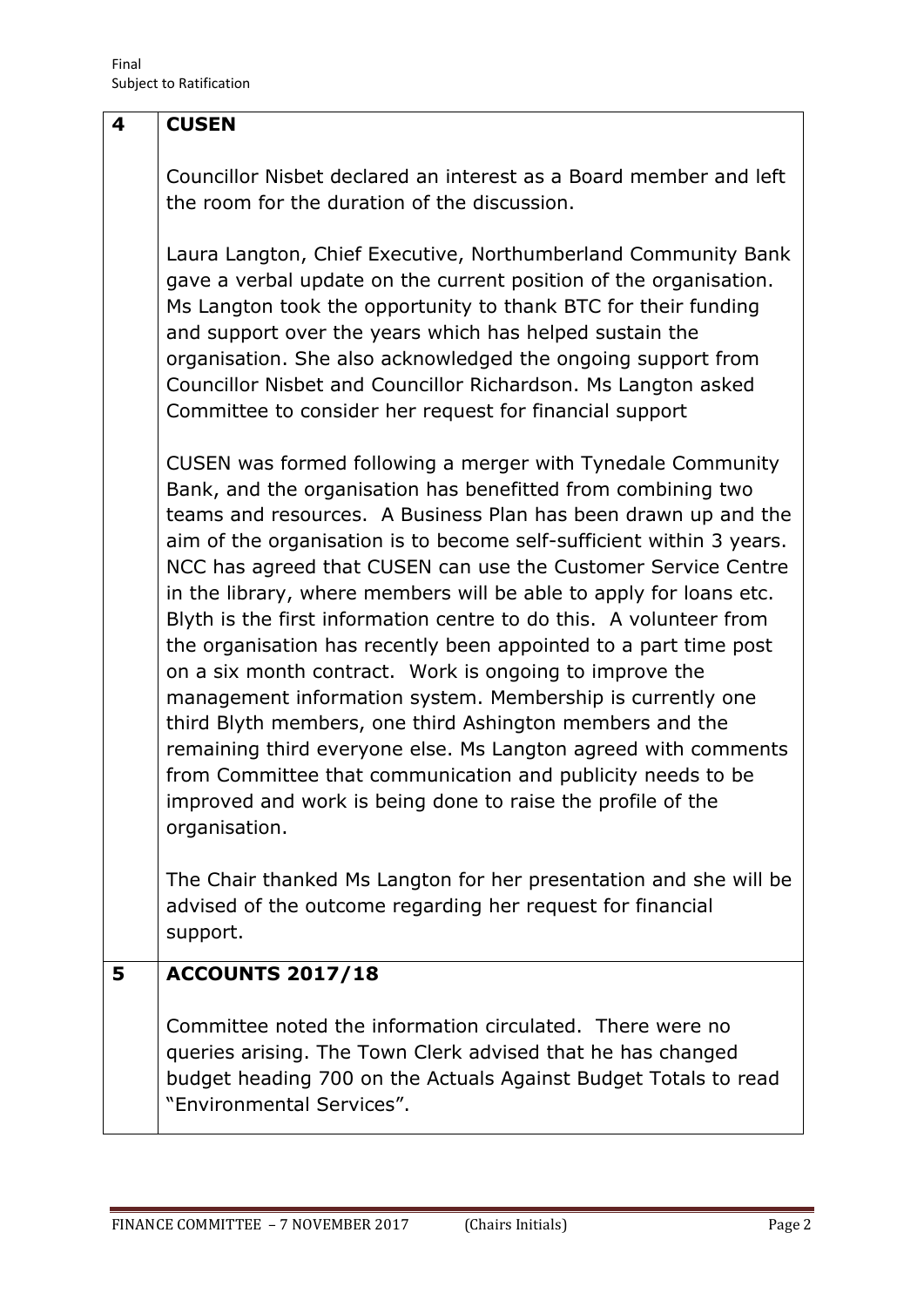Final
Subject to Ratification

| | |
|---|---|
| **4** | **CUSEN**<br><br>Councillor Nisbet declared an interest as a Board member and left the room for the duration of the discussion.<br><br>Laura Langton, Chief Executive, Northumberland Community Bank gave a verbal update on the current position of the organisation. Ms Langton took the opportunity to thank BTC for their funding and support over the years which has helped sustain the organisation. She also acknowledged the ongoing support from Councillor Nisbet and Councillor Richardson. Ms Langton asked Committee to consider her request for financial support<br><br>CUSEN was formed following a merger with Tynedale Community Bank, and the organisation has benefitted from combining two teams and resources. A Business Plan has been drawn up and the aim of the organisation is to become self-sufficient within 3 years. NCC has agreed that CUSEN can use the Customer Service Centre in the library, where members will be able to apply for loans etc. Blyth is the first information centre to do this. A volunteer from the organisation has recently been appointed to a part time post on a six month contract. Work is ongoing to improve the management information system. Membership is currently one third Blyth members, one third Ashington members and the remaining third everyone else. Ms Langton agreed with comments from Committee that communication and publicity needs to be improved and work is being done to raise the profile of the organisation.<br><br>The Chair thanked Ms Langton for her presentation and she will be advised of the outcome regarding her request for financial support. |
| **5** | **ACCOUNTS 2017/18**<br><br>Committee noted the information circulated. There were no queries arising. The Town Clerk advised that he has changed budget heading 700 on the Actuals Against Budget Totals to read "Environmental Services". |

FINANCE COMMITTEE – 7 NOVEMBER 2017 (Chairs Initials)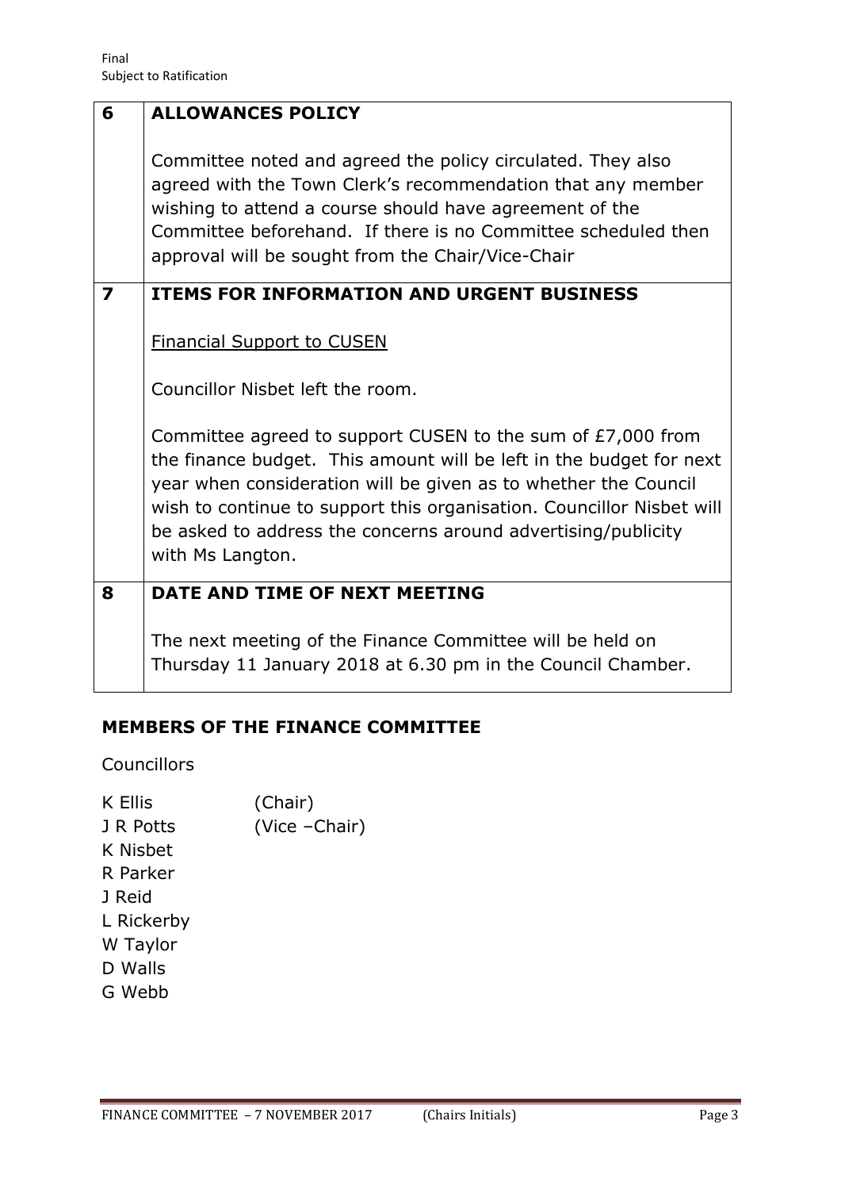Final
Subject to Ratification

| | |
|---|---|
| **6** | **ALLOWANCES POLICY**<br><br>Committee noted and agreed the policy circulated. They also agreed with the Town Clerk's recommendation that any member wishing to attend a course should have agreement of the Committee beforehand. If there is no Committee scheduled then approval will be sought from the Chair/Vice-Chair |
| **7** | **ITEMS FOR INFORMATION AND URGENT BUSINESS**<br><br><u>Financial Support to CUSEN</u><br><br>Councillor Nisbet left the room.<br><br>Committee agreed to support CUSEN to the sum of £7,000 from the finance budget. This amount will be left in the budget for next year when consideration will be given as to whether the Council wish to continue to support this organisation. Councillor Nisbet will be asked to address the concerns around advertising/publicity with Ms Langton. |
| **8** | **DATE AND TIME OF NEXT MEETING**<br><br>The next meeting of the Finance Committee will be held on Thursday 11 January 2018 at 6.30 pm in the Council Chamber. |

## MEMBERS OF THE FINANCE COMMITTEE

Councillors

K Ellis (Chair)
J R Potts (Vice –Chair)
K Nisbet
R Parker
J Reid
L Rickerby
W Taylor
D Walls
G Webb

FINANCE COMMITTEE – 7 NOVEMBER 2017 (Chairs Initials)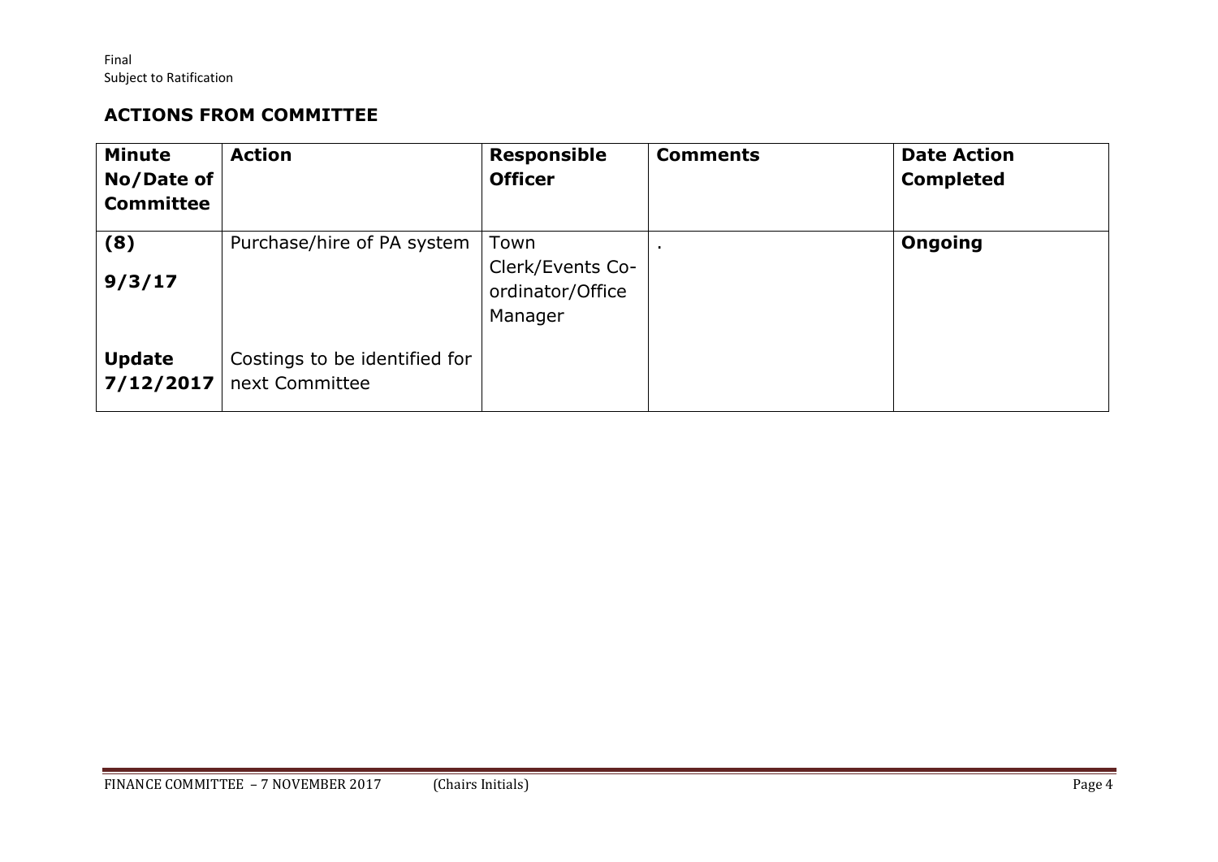Final
Subject to Ratification

## ACTIONS FROM COMMITTEE

| Minute No/Date of Committee | Action | Responsible Officer | Comments | Date Action Completed |
|---|---|---|---|---|
| **(8)**<br>**9/3/17**<br><br>**Update 7/12/2017** | Purchase/hire of PA system<br><br>Costings to be identified for next Committee | Town Clerk/Events Co-ordinator/Office Manager | . | **Ongoing** |